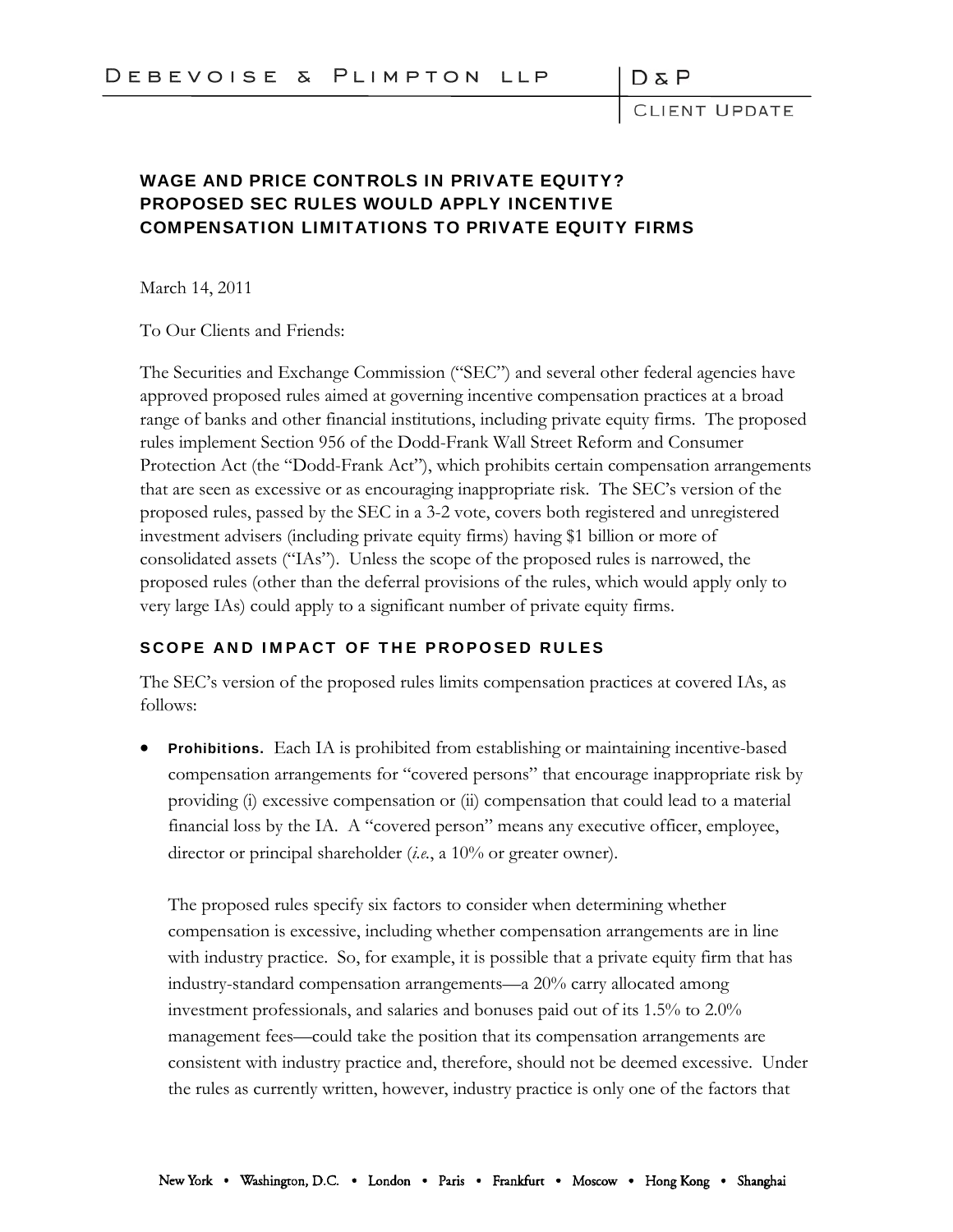# WAGE AND PRICE CONTROLS IN PRIVATE EQUITY? PROPOSED SEC RULES WOULD APPLY INCENTIVE COMPENSATION LIMITATIONS TO PRIVATE EQUITY FIRMS

March 14, 2011

To Our Clients and Friends:

The Securities and Exchange Commission ("SEC") and several other federal agencies have approved proposed rules aimed at governing incentive compensation practices at a broad range of banks and other financial institutions, including private equity firms. The proposed rules implement Section 956 of the Dodd-Frank Wall Street Reform and Consumer Protection Act (the "Dodd-Frank Act"), which prohibits certain compensation arrangements that are seen as excessive or as encouraging inappropriate risk. The SEC's version of the proposed rules, passed by the SEC in a 3-2 vote, covers both registered and unregistered investment advisers (including private equity firms) having $1 billion or more of consolidated assets ("IAs"). Unless the scope of the proposed rules is narrowed, the proposed rules (other than the deferral provisions of the rules, which would apply only to very large IAs) could apply to a significant number of private equity firms.

## SCOPE AND IMPACT OF THE PROPOSED RULES

The SEC's version of the proposed rules limits compensation practices at covered IAs, as follows:

- **Prohibitions.** Each IA is prohibited from establishing or maintaining incentive-based compensation arrangements for "covered persons" that encourage inappropriate risk by providing (i) excessive compensation or (ii) compensation that could lead to a material financial loss by the IA. A "covered person" means any executive officer, employee, director or principal shareholder (*i.e.*, a 10% or greater owner).

  The proposed rules specify six factors to consider when determining whether compensation is excessive, including whether compensation arrangements are in line with industry practice. So, for example, it is possible that a private equity firm that has industry-standard compensation arrangements—a 20% carry allocated among investment professionals, and salaries and bonuses paid out of its 1.5% to 2.0% management fees—could take the position that its compensation arrangements are consistent with industry practice and, therefore, should not be deemed excessive. Under the rules as currently written, however, industry practice is only one of the factors that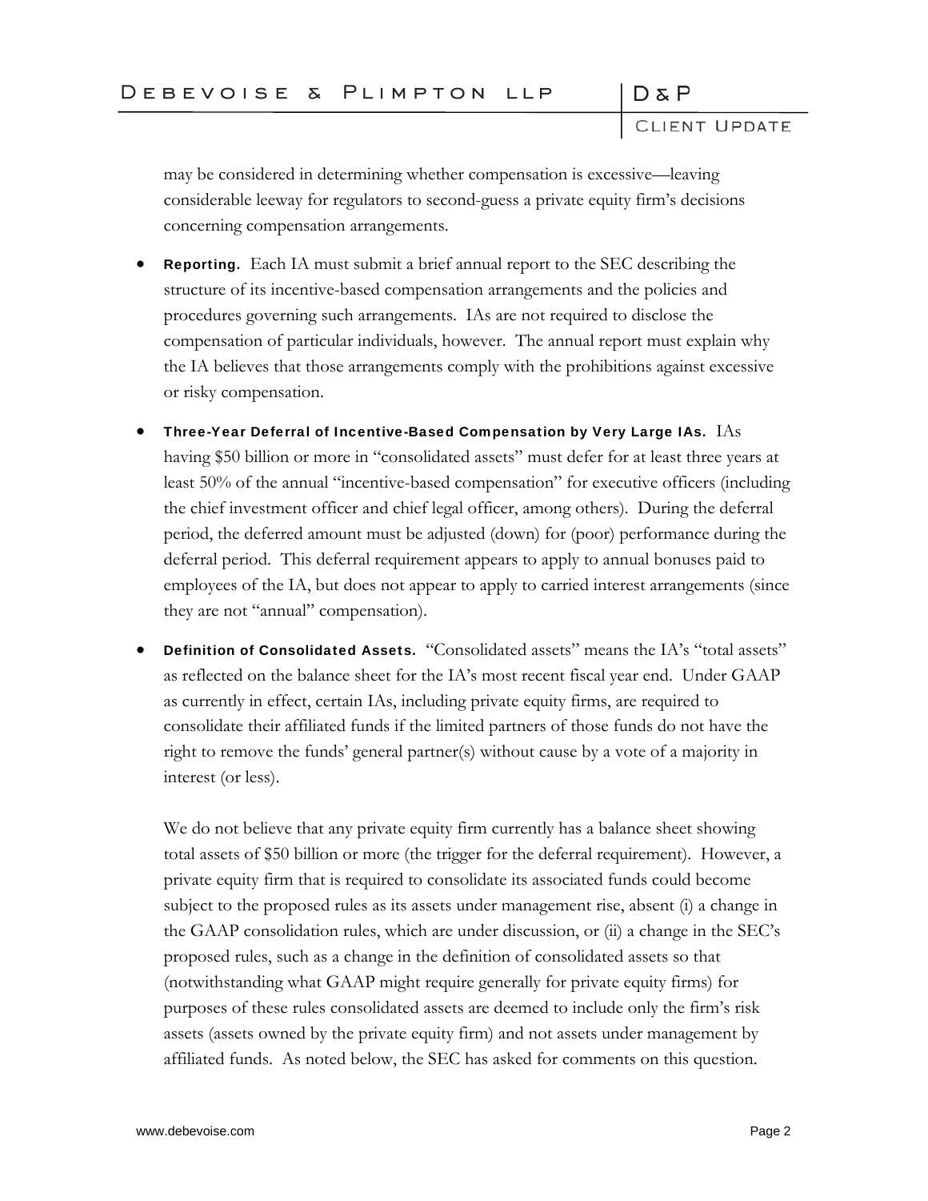may be considered in determining whether compensation is excessive—leaving considerable leeway for regulators to second-guess a private equity firm's decisions concerning compensation arrangements.

- **Reporting.** Each IA must submit a brief annual report to the SEC describing the structure of its incentive-based compensation arrangements and the policies and procedures governing such arrangements. IAs are not required to disclose the compensation of particular individuals, however. The annual report must explain why the IA believes that those arrangements comply with the prohibitions against excessive or risky compensation.

- **Three-Year Deferral of Incentive-Based Compensation by Very Large IAs.** IAs having $50 billion or more in "consolidated assets" must defer for at least three years at least 50% of the annual "incentive-based compensation" for executive officers (including the chief investment officer and chief legal officer, among others). During the deferral period, the deferred amount must be adjusted (down) for (poor) performance during the deferral period. This deferral requirement appears to apply to annual bonuses paid to employees of the IA, but does not appear to apply to carried interest arrangements (since they are not "annual" compensation).

- **Definition of Consolidated Assets.** "Consolidated assets" means the IA's "total assets" as reflected on the balance sheet for the IA's most recent fiscal year end. Under GAAP as currently in effect, certain IAs, including private equity firms, are required to consolidate their affiliated funds if the limited partners of those funds do not have the right to remove the funds' general partner(s) without cause by a vote of a majority in interest (or less).

  We do not believe that any private equity firm currently has a balance sheet showing total assets of $50 billion or more (the trigger for the deferral requirement). However, a private equity firm that is required to consolidate its associated funds could become subject to the proposed rules as its assets under management rise, absent (i) a change in the GAAP consolidation rules, which are under discussion, or (ii) a change in the SEC's proposed rules, such as a change in the definition of consolidated assets so that (notwithstanding what GAAP might require generally for private equity firms) for purposes of these rules consolidated assets are deemed to include only the firm's risk assets (assets owned by the private equity firm) and not assets under management by affiliated funds. As noted below, the SEC has asked for comments on this question.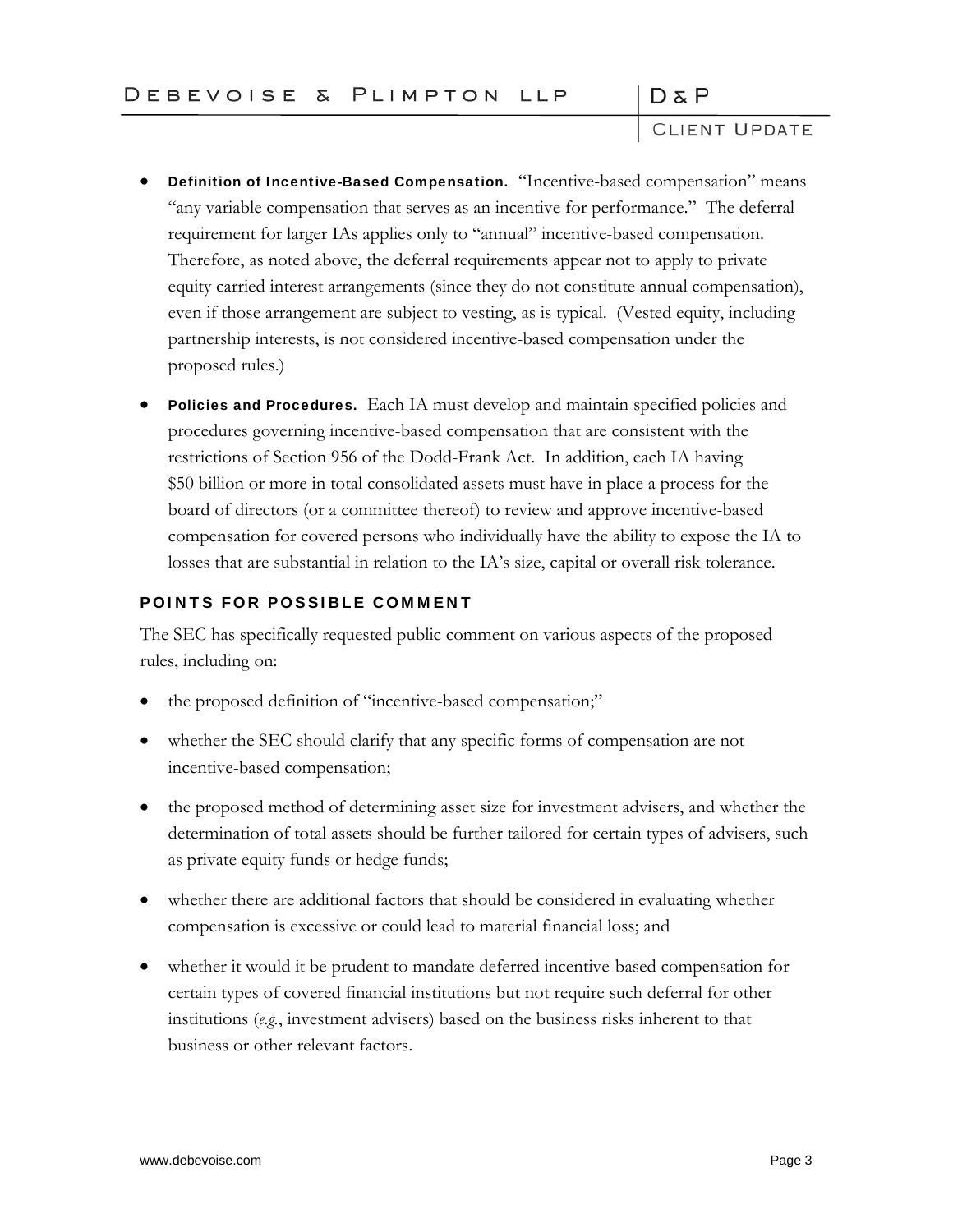- **Definition of Incentive-Based Compensation.** "Incentive-based compensation" means "any variable compensation that serves as an incentive for performance." The deferral requirement for larger IAs applies only to "annual" incentive-based compensation. Therefore, as noted above, the deferral requirements appear not to apply to private equity carried interest arrangements (since they do not constitute annual compensation), even if those arrangement are subject to vesting, as is typical. (Vested equity, including partnership interests, is not considered incentive-based compensation under the proposed rules.)

- **Policies and Procedures.** Each IA must develop and maintain specified policies and procedures governing incentive-based compensation that are consistent with the restrictions of Section 956 of the Dodd-Frank Act. In addition, each IA having $50 billion or more in total consolidated assets must have in place a process for the board of directors (or a committee thereof) to review and approve incentive-based compensation for covered persons who individually have the ability to expose the IA to losses that are substantial in relation to the IA's size, capital or overall risk tolerance.

## POINTS FOR POSSIBLE COMMENT

The SEC has specifically requested public comment on various aspects of the proposed rules, including on:

- the proposed definition of "incentive-based compensation;"
- whether the SEC should clarify that any specific forms of compensation are not incentive-based compensation;
- the proposed method of determining asset size for investment advisers, and whether the determination of total assets should be further tailored for certain types of advisers, such as private equity funds or hedge funds;
- whether there are additional factors that should be considered in evaluating whether compensation is excessive or could lead to material financial loss; and
- whether it would it be prudent to mandate deferred incentive-based compensation for certain types of covered financial institutions but not require such deferral for other institutions (*e.g.*, investment advisers) based on the business risks inherent to that business or other relevant factors.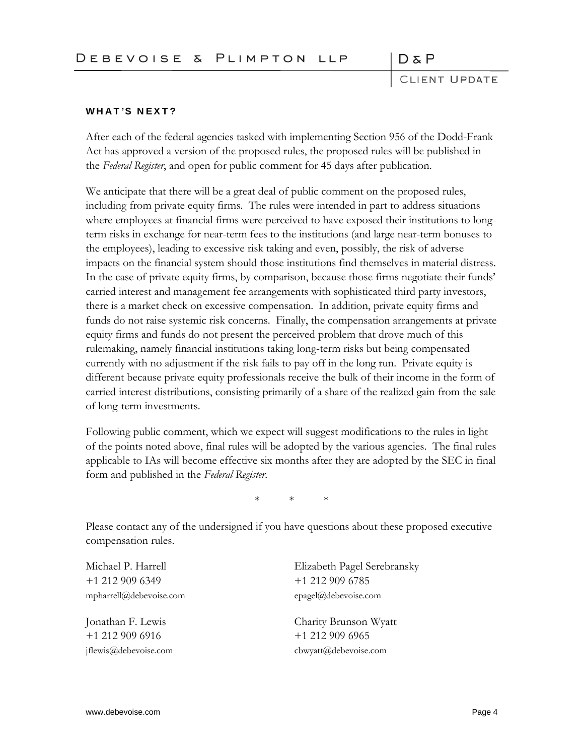## WHAT'S NEXT?

After each of the federal agencies tasked with implementing Section 956 of the Dodd-Frank Act has approved a version of the proposed rules, the proposed rules will be published in the *Federal Register*, and open for public comment for 45 days after publication.

We anticipate that there will be a great deal of public comment on the proposed rules, including from private equity firms. The rules were intended in part to address situations where employees at financial firms were perceived to have exposed their institutions to long-term risks in exchange for near-term fees to the institutions (and large near-term bonuses to the employees), leading to excessive risk taking and even, possibly, the risk of adverse impacts on the financial system should those institutions find themselves in material distress. In the case of private equity firms, by comparison, because those firms negotiate their funds' carried interest and management fee arrangements with sophisticated third party investors, there is a market check on excessive compensation. In addition, private equity firms and funds do not raise systemic risk concerns. Finally, the compensation arrangements at private equity firms and funds do not present the perceived problem that drove much of this rulemaking, namely financial institutions taking long-term risks but being compensated currently with no adjustment if the risk fails to pay off in the long run. Private equity is different because private equity professionals receive the bulk of their income in the form of carried interest distributions, consisting primarily of a share of the realized gain from the sale of long-term investments.

Following public comment, which we expect will suggest modifications to the rules in light of the points noted above, final rules will be adopted by the various agencies. The final rules applicable to IAs will become effective six months after they are adopted by the SEC in final form and published in the *Federal Register*.

\* \* \*

Please contact any of the undersigned if you have questions about these proposed executive compensation rules.

Michael P. Harrell
+1 212 909 6349
mpharrell@debevoise.com

Elizabeth Pagel Serebransky
+1 212 909 6785
epagel@debevoise.com

Jonathan F. Lewis
+1 212 909 6916
jflewis@debevoise.com

Charity Brunson Wyatt
+1 212 909 6965
cbwyatt@debevoise.com